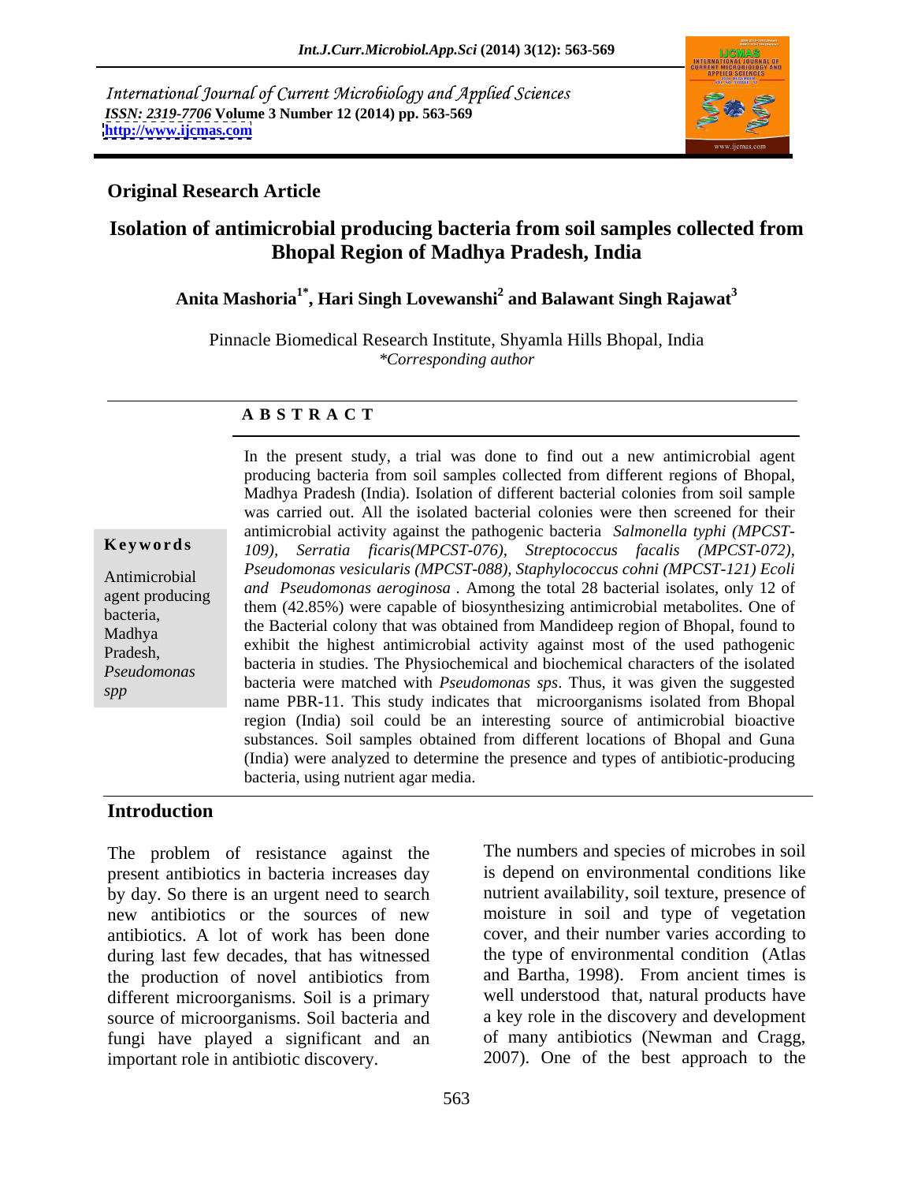International Journal of Current Microbiology and Applied Sciences
*ISSN: 2319-7706* **Volume 3 Number 12 (2014) pp. 563-569**
**http://www.ijcmas.com**

**Original Research Article**

# Isolation of antimicrobial producing bacteria from soil samples collected from Bhopal Region of Madhya Pradesh, India

**Anita Mashoria[1*], Hari Singh Lovewanshi[2] and Balawant Singh Rajawat[3]**

Pinnacle Biomedical Research Institute, Shyamla Hills Bhopal, India
*\*Corresponding author*

## ABSTRACT

**Keywords**

Antimicrobial agent producing bacteria, Madhya Pradesh, *Pseudomonas spp*

In the present study, a trial was done to find out a new antimicrobial agent producing bacteria from soil samples collected from different regions of Bhopal, Madhya Pradesh (India). Isolation of different bacterial colonies from soil sample was carried out. All the isolated bacterial colonies were then screened for their antimicrobial activity against the pathogenic bacteria *Salmonella typhi (MPCST-109), Serratia ficaris(MPCST-076), Streptococcus facalis (MPCST-072), Pseudomonas vesicularis (MPCST-088), Staphylococcus cohni (MPCST-121) Ecoli and Pseudomonas aeroginosa* . Among the total 28 bacterial isolates, only 12 of them (42.85%) were capable of biosynthesizing antimicrobial metabolites. One of the Bacterial colony that was obtained from Mandideep region of Bhopal, found to exhibit the highest antimicrobial activity against most of the used pathogenic bacteria in studies. The Physiochemical and biochemical characters of the isolated bacteria were matched with *Pseudomonas sps*. Thus, it was given the suggested name PBR-11. This study indicates that microorganisms isolated from Bhopal region (India) soil could be an interesting source of antimicrobial bioactive substances. Soil samples obtained from different locations of Bhopal and Guna (India) were analyzed to determine the presence and types of antibiotic-producing bacteria, using nutrient agar media.

## Introduction

The problem of resistance against the present antibiotics in bacteria increases day by day. So there is an urgent need to search new antibiotics or the sources of new antibiotics. A lot of work has been done during last few decades, that has witnessed the production of novel antibiotics from different microorganisms. Soil is a primary source of microorganisms. Soil bacteria and fungi have played a significant and an important role in antibiotic discovery.

The numbers and species of microbes in soil is depend on environmental conditions like nutrient availability, soil texture, presence of moisture in soil and type of vegetation cover, and their number varies according to the type of environmental condition (Atlas and Bartha, 1998). From ancient times is well understood that, natural products have a key role in the discovery and development of many antibiotics (Newman and Cragg, 2007). One of the best approach to the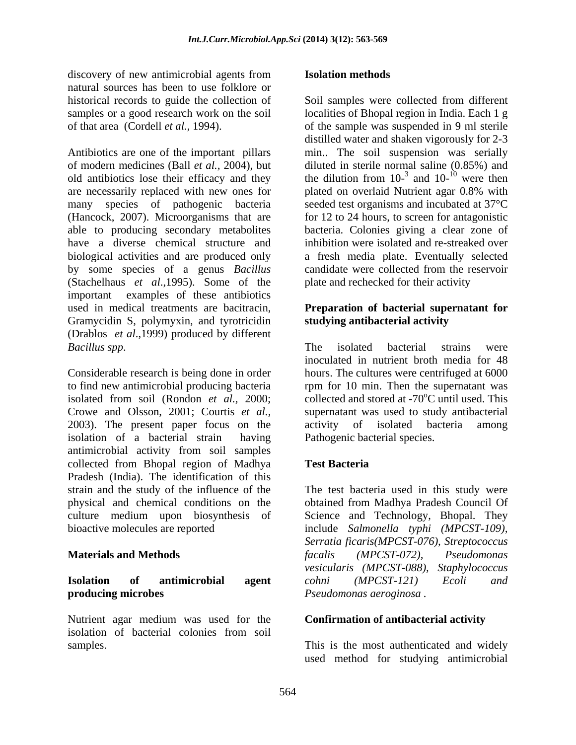discovery of new antimicrobial agents from natural sources has been to use folklore or historical records to guide the collection of samples or a good research work on the soil of that area (Cordell *et al.,* 1994).

Antibiotics are one of the important pillars of modern medicines (Ball *et al.,* 2004), but old antibiotics lose their efficacy and they are necessarily replaced with new ones for many species of pathogenic bacteria (Hancock, 2007). Microorganisms that are able to producing secondary metabolites have a diverse chemical structure and biological activities and are produced only by some species of a genus *Bacillus* (Stachelhaus *et al*.,1995). Some of the important examples of these antibiotics used in medical treatments are bacitracin, Gramycidin S, polymyxin, and tyrotricidin (Drablos *et al*.,1999) produced by different *Bacillus spp*.

Considerable research is being done in order to find new antimicrobial producing bacteria isolated from soil (Rondon *et al*., 2000; Crowe and Olsson, 2001; Courtis *et al.*, 2003). The present paper focus on the isolation of a bacterial strain having antimicrobial activity from soil samples collected from Bhopal region of Madhya Pradesh (India). The identification of this strain and the study of the influence of the physical and chemical conditions on the culture medium upon biosynthesis of bioactive molecules are reported

## Materials and Methods

### Isolation of antimicrobial agent producing microbes

Nutrient agar medium was used for the isolation of bacterial colonies from soil samples.

### Isolation methods

Soil samples were collected from different localities of Bhopal region in India. Each 1 g of the sample was suspended in 9 ml sterile distilled water and shaken vigorously for 2-3 min.. The soil suspension was serially diluted in sterile normal saline (0.85%) and the dilution from $10^{-3}$ and $10^{-10}$ were then plated on overlaid Nutrient agar 0.8% with seeded test organisms and incubated at 37°C for 12 to 24 hours, to screen for antagonistic bacteria. Colonies giving a clear zone of inhibition were isolated and re-streaked over a fresh media plate. Eventually selected candidate were collected from the reservoir plate and rechecked for their activity

### Preparation of bacterial supernatant for studying antibacterial activity

The isolated bacterial strains were inoculated in nutrient broth media for 48 hours. The cultures were centrifuged at 6000 rpm for 10 min. Then the supernatant was collected and stored at -70°C until used. This supernatant was used to study antibacterial activity of isolated bacteria among Pathogenic bacterial species.

### Test Bacteria

The test bacteria used in this study were obtained from Madhya Pradesh Council Of Science and Technology, Bhopal. They include *Salmonella typhi (MPCST-109), Serratia ficaris(MPCST-076), Streptococcus facalis (MPCST-072), Pseudomonas vesicularis (MPCST-088), Staphylococcus cohni (MPCST-121) Ecoli and Pseudomonas aeroginosa* .

### Confirmation of antibacterial activity

This is the most authenticated and widely used method for studying antimicrobial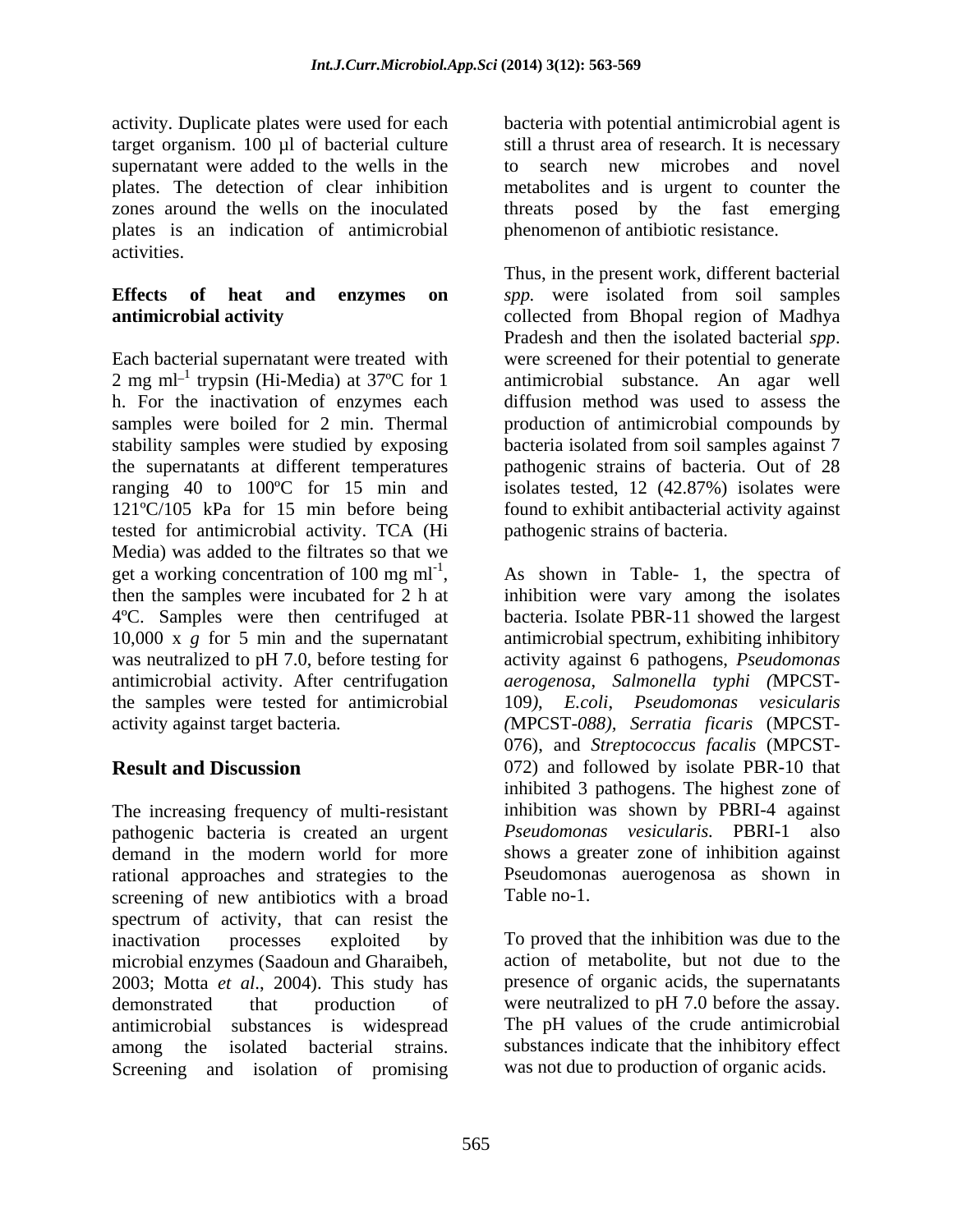activity. Duplicate plates were used for each target organism. 100 µl of bacterial culture supernatant were added to the wells in the plates. The detection of clear inhibition zones around the wells on the inoculated plates is an indication of antimicrobial activities.

**Effects of heat and enzymes on antimicrobial activity**

Each bacterial supernatant were treated with 2 mg ml$^{-1}$ trypsin (Hi-Media) at 37ºC for 1 h. For the inactivation of enzymes each samples were boiled for 2 min. Thermal stability samples were studied by exposing the supernatants at different temperatures ranging 40 to 100ºC for 15 min and 121ºC/105 kPa for 15 min before being tested for antimicrobial activity. TCA (Hi Media) was added to the filtrates so that we get a working concentration of 100 mg ml$^{-1}$, then the samples were incubated for 2 h at 4ºC. Samples were then centrifuged at 10,000 x *g* for 5 min and the supernatant was neutralized to pH 7.0, before testing for antimicrobial activity. After centrifugation the samples were tested for antimicrobial activity against target bacteria.

## Result and Discussion

The increasing frequency of multi-resistant pathogenic bacteria is created an urgent demand in the modern world for more rational approaches and strategies to the screening of new antibiotics with a broad spectrum of activity, that can resist the inactivation processes exploited by microbial enzymes (Saadoun and Gharaibeh, 2003; Motta *et al*., 2004). This study has demonstrated that production of antimicrobial substances is widespread among the isolated bacterial strains. Screening and isolation of promising bacteria with potential antimicrobial agent is still a thrust area of research. It is necessary to search new microbes and novel metabolites and is urgent to counter the threats posed by the fast emerging phenomenon of antibiotic resistance.

Thus, in the present work, different bacterial *spp.* were isolated from soil samples collected from Bhopal region of Madhya Pradesh and then the isolated bacterial *spp*. were screened for their potential to generate antimicrobial substance. An agar well diffusion method was used to assess the production of antimicrobial compounds by bacteria isolated from soil samples against 7 pathogenic strains of bacteria. Out of 28 isolates tested, 12 (42.87%) isolates were found to exhibit antibacterial activity against pathogenic strains of bacteria.

As shown in Table- 1, the spectra of inhibition were vary among the isolates bacteria. Isolate PBR-11 showed the largest antimicrobial spectrum, exhibiting inhibitory activity against 6 pathogens, *Pseudomonas aerogenosa*, *Salmonella typhi (*MPCST-109*)*, *E.coli*, *Pseudomonas vesicularis (*MPCST-*088)*, *Serratia ficaris* (MPCST-076), and *Streptococcus facalis* (MPCST-072) and followed by isolate PBR-10 that inhibited 3 pathogens. The highest zone of inhibition was shown by PBRI-4 against *Pseudomonas vesicularis.* PBRI-1 also shows a greater zone of inhibition against Pseudomonas auerogenosa as shown in Table no-1.

To proved that the inhibition was due to the action of metabolite, but not due to the presence of organic acids, the supernatants were neutralized to pH 7.0 before the assay. The pH values of the crude antimicrobial substances indicate that the inhibitory effect was not due to production of organic acids.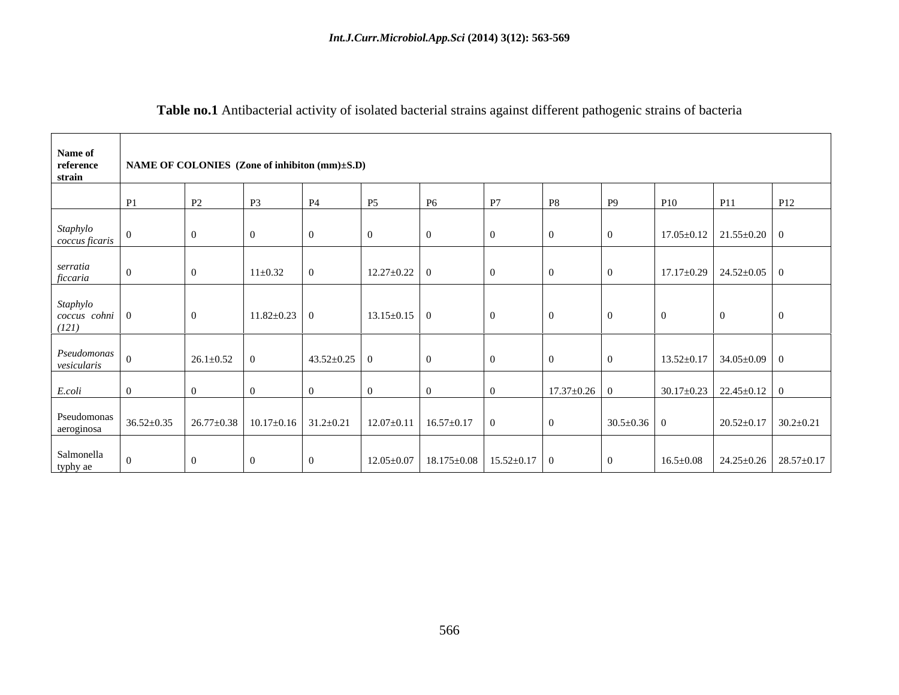**Table no.1** Antibacterial activity of isolated bacterial strains against different pathogenic strains of bacteria

| Name of reference strain | NAME OF COLONIES (Zone of inhibiton (mm)±S.D) | | | | | | | | | | | |
|---|---|---|---|---|---|---|---|---|---|---|---|---|
| | P1 | P2 | P3 | P4 | P5 | P6 | P7 | P8 | P9 | P10 | P11 | P12 |
| *Staphylo coccus ficaris* | 0 | 0 | 0 | 0 | 0 | 0 | 0 | 0 | 0 | 17.05±0.12 | 21.55±0.20 | 0 |
| *serratia ficcaria* | 0 | 0 | 11±0.32 | 0 | 12.27±0.22 | 0 | 0 | 0 | 0 | 17.17±0.29 | 24.52±0.05 | 0 |
| *Staphylo coccus cohni (121)* | 0 | 0 | 11.82±0.23 | 0 | 13.15±0.15 | 0 | 0 | 0 | 0 | 0 | 0 | 0 |
| *Pseudomonas vesicularis* | 0 | 26.1±0.52 | 0 | 43.52±0.25 | 0 | 0 | 0 | 0 | 0 | 13.52±0.17 | 34.05±0.09 | 0 |
| *E.coli* | 0 | 0 | 0 | 0 | 0 | 0 | 0 | 17.37±0.26 | 0 | 30.17±0.23 | 22.45±0.12 | 0 |
| Pseudomonas aeroginosa | 36.52±0.35 | 26.77±0.38 | 10.17±0.16 | 31.2±0.21 | 12.07±0.11 | 16.57±0.17 | 0 | 0 | 30.5±0.36 | 0 | 20.52±0.17 | 30.2±0.21 |
| Salmonella typhy ae | 0 | 0 | 0 | 0 | 12.05±0.07 | 18.175±0.08 | 15.52±0.17 | 0 | 0 | 16.5±0.08 | 24.25±0.26 | 28.57±0.17 |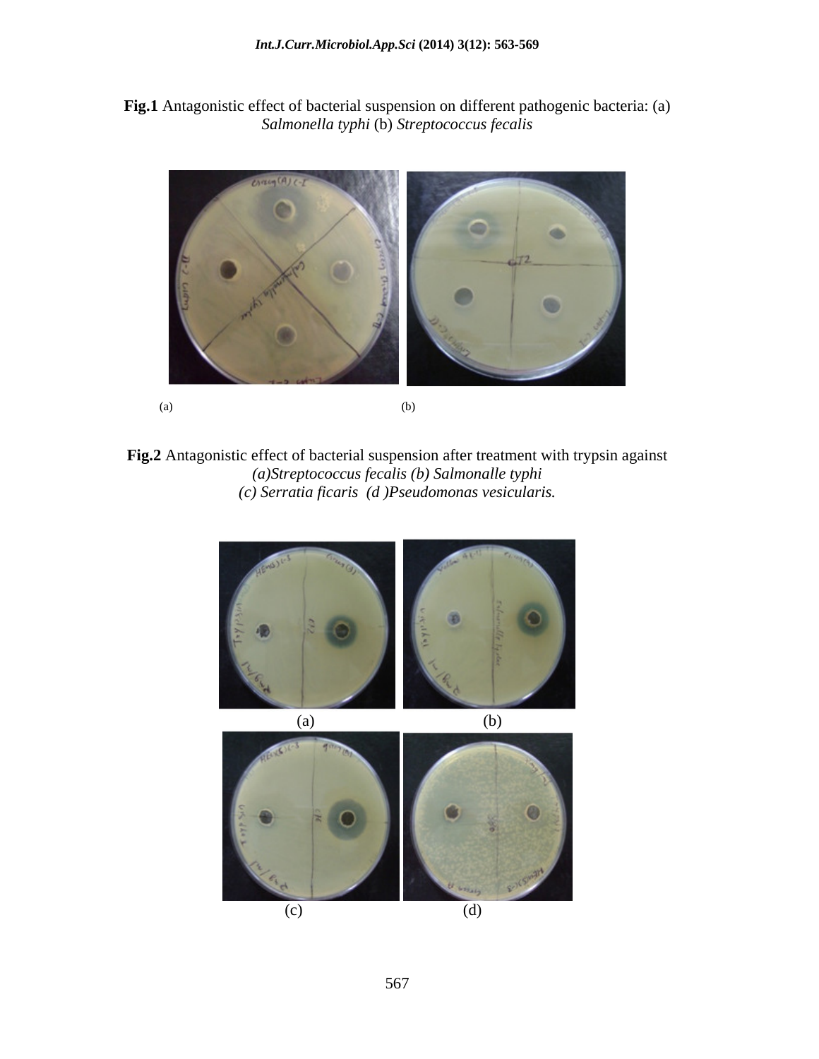**Fig.1** Antagonistic effect of bacterial suspension on different pathogenic bacteria: (a) *Salmonella typhi* (b) *Streptococcus fecalis*

(a) (b)

**Fig.2** Antagonistic effect of bacterial suspension after treatment with trypsin against *(a)Streptococcus fecalis (b) Salmonalle typhi (c) Serratia ficaris (d )Pseudomonas vesicularis.*

(a) (b)

(c) (d)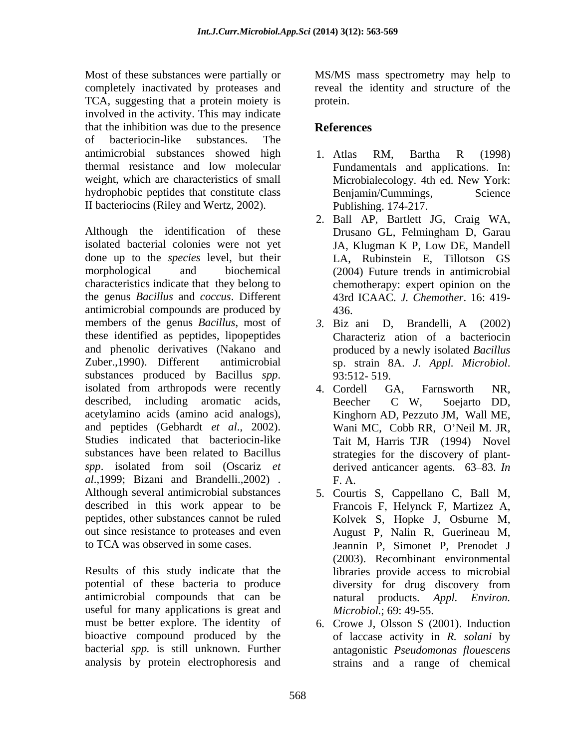Most of these substances were partially or completely inactivated by proteases and TCA, suggesting that a protein moiety is involved in the activity. This may indicate that the inhibition was due to the presence of bacteriocin-like substances. The antimicrobial substances showed high thermal resistance and low molecular weight, which are characteristics of small hydrophobic peptides that constitute class II bacteriocins (Riley and Wertz, 2002).

Although the identification of these isolated bacterial colonies were not yet done up to the *species* level, but their morphological and biochemical characteristics indicate that they belong to the genus *Bacillus* and *coccus*. Different antimicrobial compounds are produced by members of the genus *Bacillus*, most of these identified as peptides, lipopeptides and phenolic derivatives (Nakano and Zuber.,1990). Different antimicrobial substances produced by Bacillus *spp*. isolated from arthropods were recently described, including aromatic acids, acetylamino acids (amino acid analogs), and peptides (Gebhardt *et al*., 2002). Studies indicated that bacteriocin-like substances have been related to Bacillus *spp*. isolated from soil (Oscariz *et al*.,1999; Bizani and Brandelli.,2002) . Although several antimicrobial substances described in this work appear to be peptides, other substances cannot be ruled out since resistance to proteases and even to TCA was observed in some cases.

Results of this study indicate that the potential of these bacteria to produce antimicrobial compounds that can be useful for many applications is great and must be better explore. The identity of bioactive compound produced by the bacterial *spp.* is still unknown. Further analysis by protein electrophoresis and MS/MS mass spectrometry may help to reveal the identity and structure of the protein.

## References

1. Atlas RM, Bartha R (1998) Fundamentals and applications. In: Microbialecology. 4th ed. New York: Benjamin/Cummings, Science Publishing. 174-217.
2. Ball AP, Bartlett JG, Craig WA, Drusano GL, Felmingham D, Garau JA, Klugman K P, Low DE, Mandell LA, Rubinstein E, Tillotson GS (2004) Future trends in antimicrobial chemotherapy: expert opinion on the 43rd ICAAC. *J. Chemother*. 16: 419-436.
3. Biz ani D, Brandelli, A (2002) Characteriz ation of a bacteriocin produced by a newly isolated *Bacillus* sp. strain 8A. *J. Appl. Microbiol*. 93:512- 519.
4. Cordell GA, Farnsworth NR, Beecher C W, Soejarto DD, Kinghorn AD, Pezzuto JM, Wall ME, Wani MC, Cobb RR, O'Neil M. JR, Tait M, Harris TJR (1994) Novel strategies for the discovery of plant-derived anticancer agents. 63–83. *In* F. A.
5. Courtis S, Cappellano C, Ball M, Francois F, Helynck F, Martizez A, Kolvek S, Hopke J, Osburne M, August P, Nalin R, Guerineau M, Jeannin P, Simonet P, Prenodet J (2003). Recombinant environmental libraries provide access to microbial diversity for drug discovery from natural products. *Appl. Environ. Microbiol.*; 69: 49-55.
6. Crowe J, Olsson S (2001). Induction of laccase activity in *R. solani* by antagonistic *Pseudomonas flouescens* strains and a range of chemical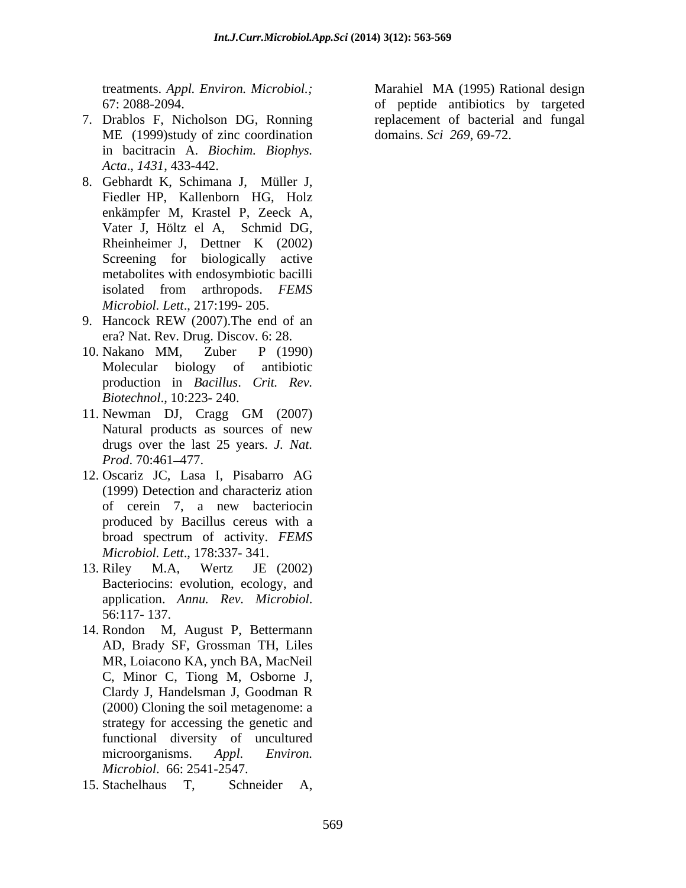treatments. *Appl. Environ. Microbiol.;* 67: 2088-2094.

7. Drablos F, Nicholson DG, Ronning ME (1999)study of zinc coordination in bacitracin A. *Biochim. Biophys. Acta*., *1431*, 433-442.
8. Gebhardt K, Schimana J, Müller J, Fiedler HP, Kallenborn HG, Holz enkämpfer M, Krastel P, Zeeck A, Vater J, Höltz el A, Schmid DG, Rheinheimer J, Dettner K (2002) Screening for biologically active metabolites with endosymbiotic bacilli isolated from arthropods. *FEMS Microbiol. Lett*., 217:199- 205.
9. Hancock REW (2007).The end of an era? Nat. Rev. Drug. Discov. 6: 28.
10. Nakano MM, Zuber P (1990) Molecular biology of antibiotic production in *Bacillus*. *Crit. Rev. Biotechnol*., 10:223- 240.
11. Newman DJ, Cragg GM (2007) Natural products as sources of new drugs over the last 25 years. *J. Nat. Prod*. 70:461–477.
12. Oscariz JC, Lasa I, Pisabarro AG (1999) Detection and characteriz ation of cerein 7, a new bacteriocin produced by Bacillus cereus with a broad spectrum of activity. *FEMS Microbiol. Lett*., 178:337- 341.
13. Riley M.A, Wertz JE (2002) Bacteriocins: evolution, ecology, and application. *Annu. Rev. Microbiol*. 56:117- 137.
14. Rondon M, August P, Bettermann AD, Brady SF, Grossman TH, Liles MR, Loiacono KA, ynch BA, MacNeil C, Minor C, Tiong M, Osborne J, Clardy J, Handelsman J, Goodman R (2000) Cloning the soil metagenome: a strategy for accessing the genetic and functional diversity of uncultured microorganisms. *Appl. Environ. Microbiol*. 66: 2541-2547.
15. Stachelhaus T, Schneider A, Marahiel MA (1995) Rational design of peptide antibiotics by targeted replacement of bacterial and fungal domains. *Sci 269*, 69-72.